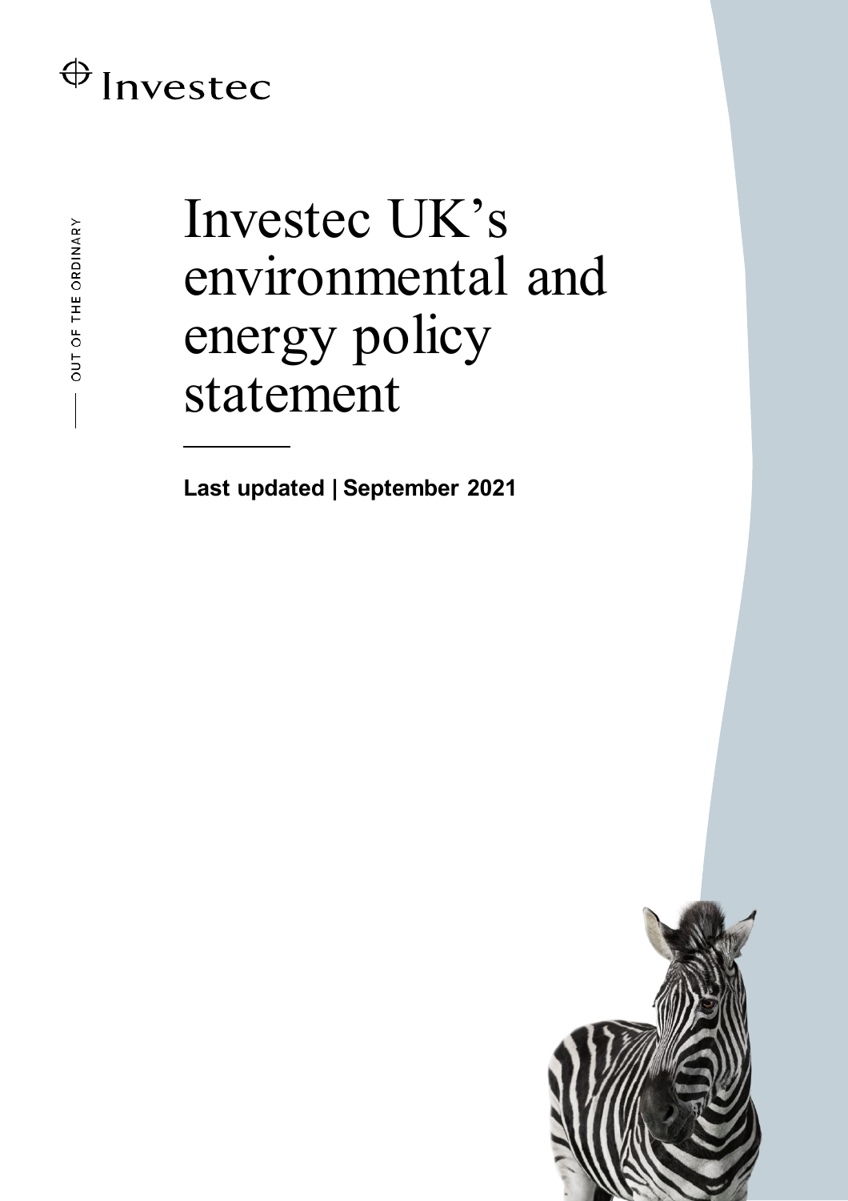Investec

OUT OF THE ORDINARY

# Investec UK's environmental and energy policy statement

**Last updated | September 2021**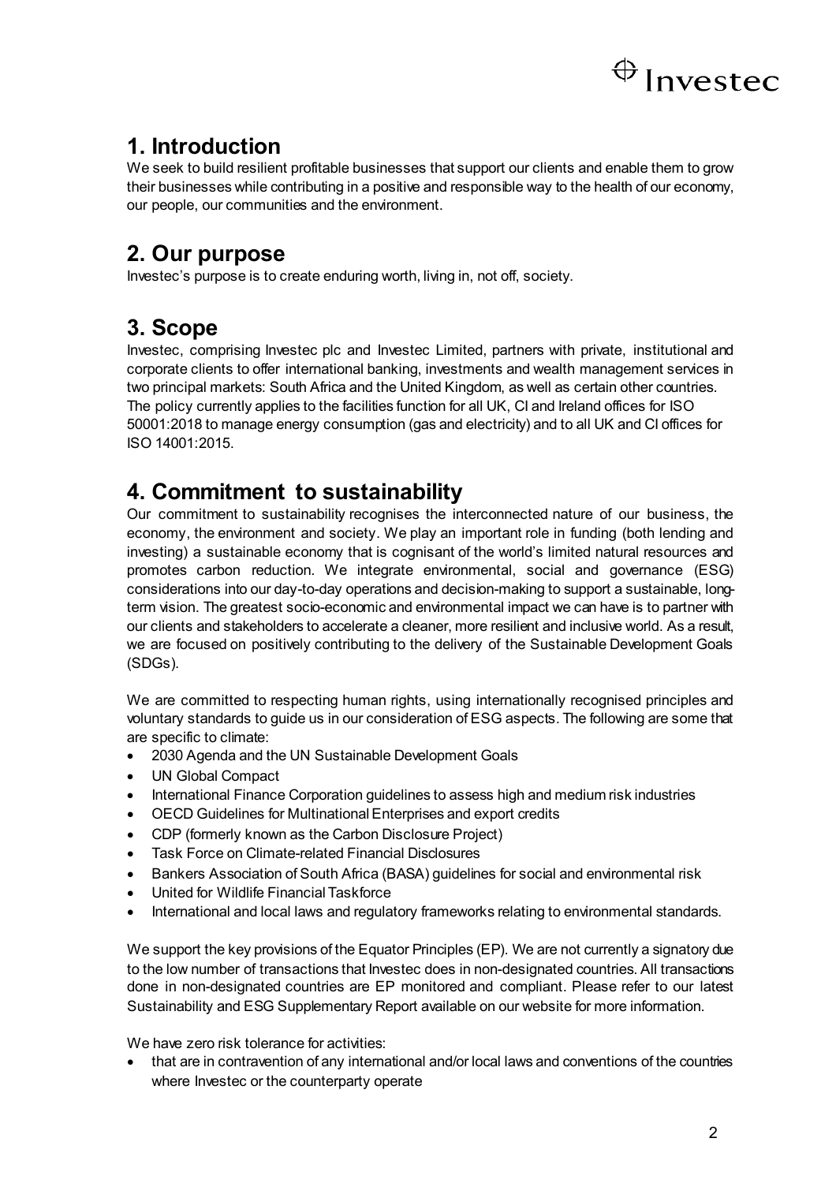## 1. Introduction

We seek to build resilient profitable businesses that support our clients and enable them to grow their businesses while contributing in a positive and responsible way to the health of our economy, our people, our communities and the environment.

## 2. Our purpose

Investec's purpose is to create enduring worth, living in, not off, society.

## 3. Scope

Investec, comprising Investec plc and Investec Limited, partners with private, institutional and corporate clients to offer international banking, investments and wealth management services in two principal markets: South Africa and the United Kingdom, as well as certain other countries. The policy currently applies to the facilities function for all UK, CI and Ireland offices for ISO 50001:2018 to manage energy consumption (gas and electricity) and to all UK and CI offices for ISO 14001:2015.

## 4. Commitment to sustainability

Our commitment to sustainability recognises the interconnected nature of our business, the economy, the environment and society. We play an important role in funding (both lending and investing) a sustainable economy that is cognisant of the world's limited natural resources and promotes carbon reduction. We integrate environmental, social and governance (ESG) considerations into our day-to-day operations and decision-making to support a sustainable, long-term vision. The greatest socio-economic and environmental impact we can have is to partner with our clients and stakeholders to accelerate a cleaner, more resilient and inclusive world. As a result, we are focused on positively contributing to the delivery of the Sustainable Development Goals (SDGs).

We are committed to respecting human rights, using internationally recognised principles and voluntary standards to guide us in our consideration of ESG aspects. The following are some that are specific to climate:

- 2030 Agenda and the UN Sustainable Development Goals
- UN Global Compact
- International Finance Corporation guidelines to assess high and medium risk industries
- OECD Guidelines for Multinational Enterprises and export credits
- CDP (formerly known as the Carbon Disclosure Project)
- Task Force on Climate-related Financial Disclosures
- Bankers Association of South Africa (BASA) guidelines for social and environmental risk
- United for Wildlife Financial Taskforce
- International and local laws and regulatory frameworks relating to environmental standards.

We support the key provisions of the Equator Principles (EP). We are not currently a signatory due to the low number of transactions that Investec does in non-designated countries. All transactions done in non-designated countries are EP monitored and compliant. Please refer to our latest Sustainability and ESG Supplementary Report available on our website for more information.

We have zero risk tolerance for activities:

- that are in contravention of any international and/or local laws and conventions of the countries where Investec or the counterparty operate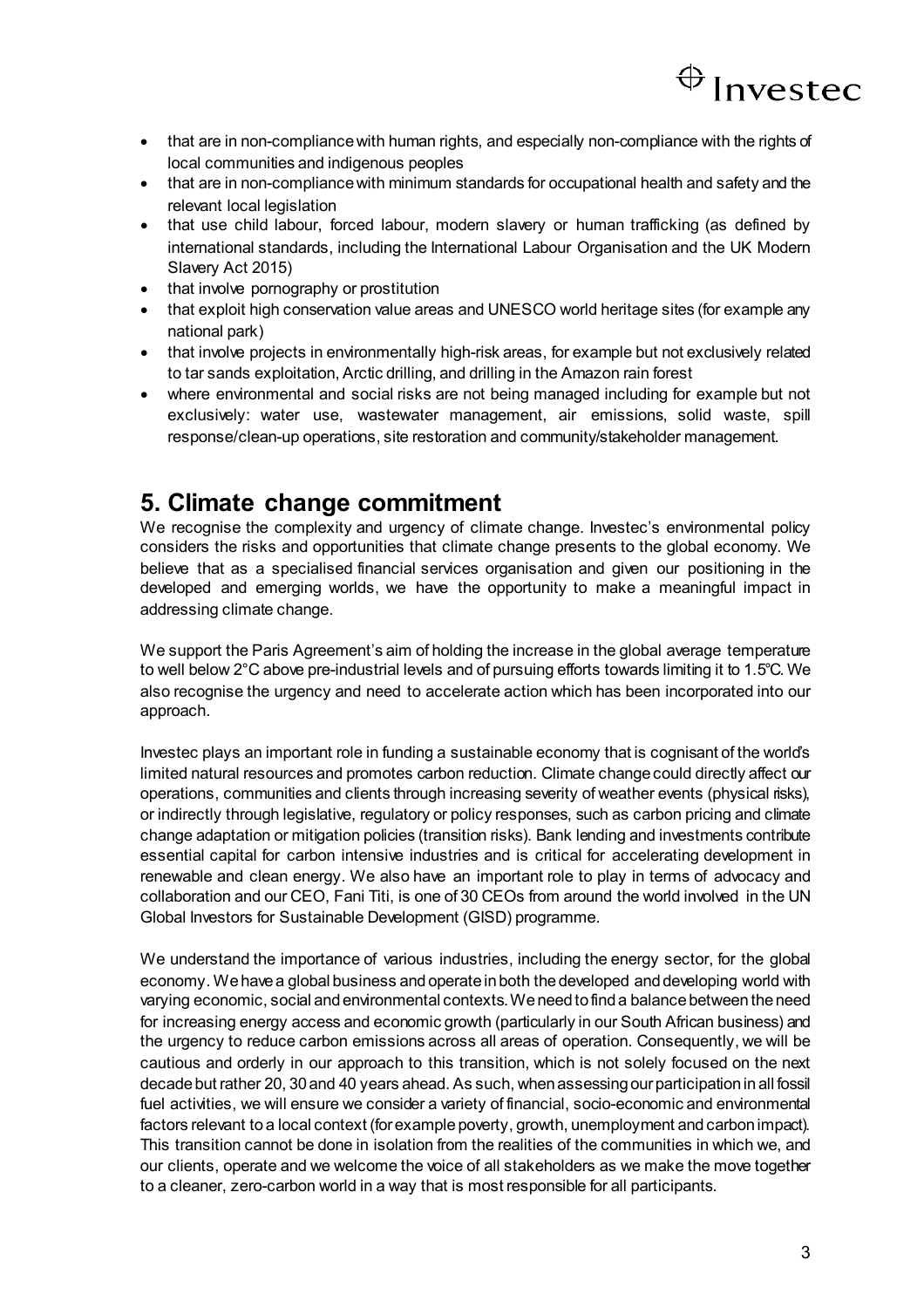- that are in non-compliance with human rights, and especially non-compliance with the rights of local communities and indigenous peoples
- that are in non-compliance with minimum standards for occupational health and safety and the relevant local legislation
- that use child labour, forced labour, modern slavery or human trafficking (as defined by international standards, including the International Labour Organisation and the UK Modern Slavery Act 2015)
- that involve pornography or prostitution
- that exploit high conservation value areas and UNESCO world heritage sites (for example any national park)
- that involve projects in environmentally high-risk areas, for example but not exclusively related to tar sands exploitation, Arctic drilling, and drilling in the Amazon rain forest
- where environmental and social risks are not being managed including for example but not exclusively: water use, wastewater management, air emissions, solid waste, spill response/clean-up operations, site restoration and community/stakeholder management.

## 5. Climate change commitment

We recognise the complexity and urgency of climate change. Investec's environmental policy considers the risks and opportunities that climate change presents to the global economy. We believe that as a specialised financial services organisation and given our positioning in the developed and emerging worlds, we have the opportunity to make a meaningful impact in addressing climate change.

We support the Paris Agreement's aim of holding the increase in the global average temperature to well below 2°C above pre-industrial levels and of pursuing efforts towards limiting it to 1.5°C. We also recognise the urgency and need to accelerate action which has been incorporated into our approach.

Investec plays an important role in funding a sustainable economy that is cognisant of the world's limited natural resources and promotes carbon reduction. Climate change could directly affect our operations, communities and clients through increasing severity of weather events (physical risks), or indirectly through legislative, regulatory or policy responses, such as carbon pricing and climate change adaptation or mitigation policies (transition risks). Bank lending and investments contribute essential capital for carbon intensive industries and is critical for accelerating development in renewable and clean energy. We also have an important role to play in terms of advocacy and collaboration and our CEO, Fani Titi, is one of 30 CEOs from around the world involved in the UN Global Investors for Sustainable Development (GISD) programme.

We understand the importance of various industries, including the energy sector, for the global economy. We have a global business and operate in both the developed and developing world with varying economic, social and environmental contexts. We need to find a balance between the need for increasing energy access and economic growth (particularly in our South African business) and the urgency to reduce carbon emissions across all areas of operation. Consequently, we will be cautious and orderly in our approach to this transition, which is not solely focused on the next decade but rather 20, 30 and 40 years ahead. As such, when assessing our participation in all fossil fuel activities, we will ensure we consider a variety of financial, socio-economic and environmental factors relevant to a local context (for example poverty, growth, unemployment and carbon impact). This transition cannot be done in isolation from the realities of the communities in which we, and our clients, operate and we welcome the voice of all stakeholders as we make the move together to a cleaner, zero-carbon world in a way that is most responsible for all participants.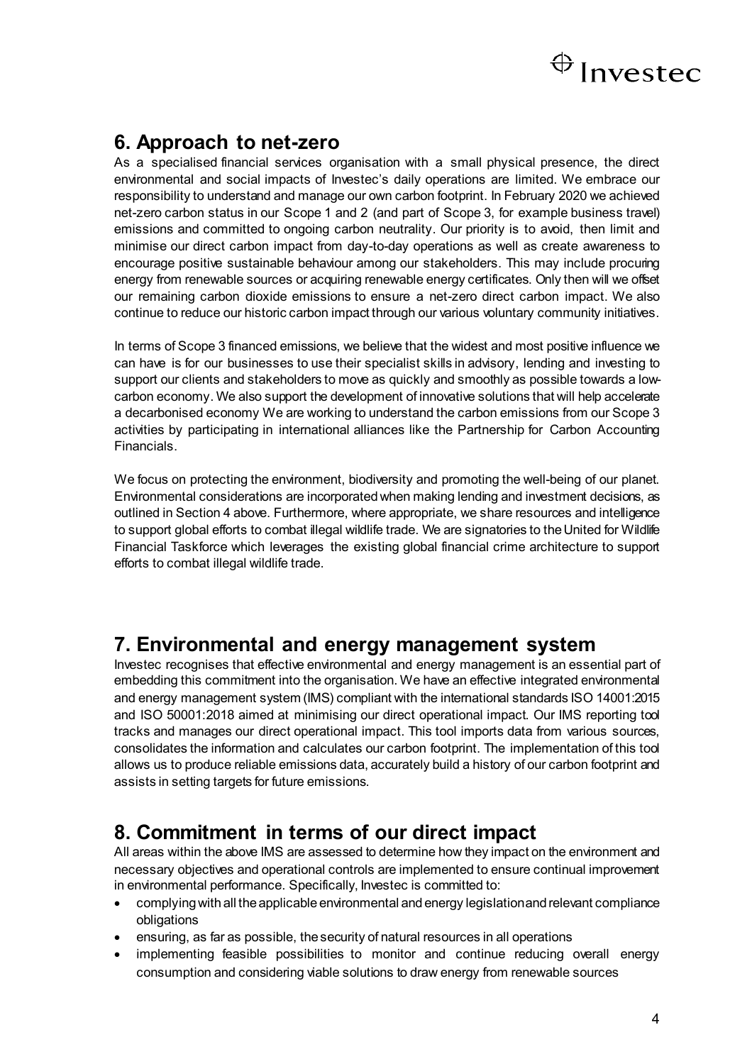## 6. Approach to net-zero

As a specialised financial services organisation with a small physical presence, the direct environmental and social impacts of Investec's daily operations are limited. We embrace our responsibility to understand and manage our own carbon footprint. In February 2020 we achieved net-zero carbon status in our Scope 1 and 2 (and part of Scope 3, for example business travel) emissions and committed to ongoing carbon neutrality. Our priority is to avoid, then limit and minimise our direct carbon impact from day-to-day operations as well as create awareness to encourage positive sustainable behaviour among our stakeholders. This may include procuring energy from renewable sources or acquiring renewable energy certificates. Only then will we offset our remaining carbon dioxide emissions to ensure a net-zero direct carbon impact. We also continue to reduce our historic carbon impact through our various voluntary community initiatives.

In terms of Scope 3 financed emissions, we believe that the widest and most positive influence we can have is for our businesses to use their specialist skills in advisory, lending and investing to support our clients and stakeholders to move as quickly and smoothly as possible towards a low-carbon economy. We also support the development of innovative solutions that will help accelerate a decarbonised economy We are working to understand the carbon emissions from our Scope 3 activities by participating in international alliances like the Partnership for Carbon Accounting Financials.

We focus on protecting the environment, biodiversity and promoting the well-being of our planet. Environmental considerations are incorporated when making lending and investment decisions, as outlined in Section 4 above. Furthermore, where appropriate, we share resources and intelligence to support global efforts to combat illegal wildlife trade. We are signatories to the United for Wildlife Financial Taskforce which leverages the existing global financial crime architecture to support efforts to combat illegal wildlife trade.

## 7. Environmental and energy management system

Investec recognises that effective environmental and energy management is an essential part of embedding this commitment into the organisation. We have an effective integrated environmental and energy management system (IMS) compliant with the international standards ISO 14001:2015 and ISO 50001:2018 aimed at minimising our direct operational impact. Our IMS reporting tool tracks and manages our direct operational impact. This tool imports data from various sources, consolidates the information and calculates our carbon footprint. The implementation of this tool allows us to produce reliable emissions data, accurately build a history of our carbon footprint and assists in setting targets for future emissions.

## 8. Commitment in terms of our direct impact

All areas within the above IMS are assessed to determine how they impact on the environment and necessary objectives and operational controls are implemented to ensure continual improvement in environmental performance. Specifically, Investec is committed to:

- complying with all the applicable environmental and energy legislation and relevant compliance obligations
- ensuring, as far as possible, the security of natural resources in all operations
- implementing feasible possibilities to monitor and continue reducing overall energy consumption and considering viable solutions to draw energy from renewable sources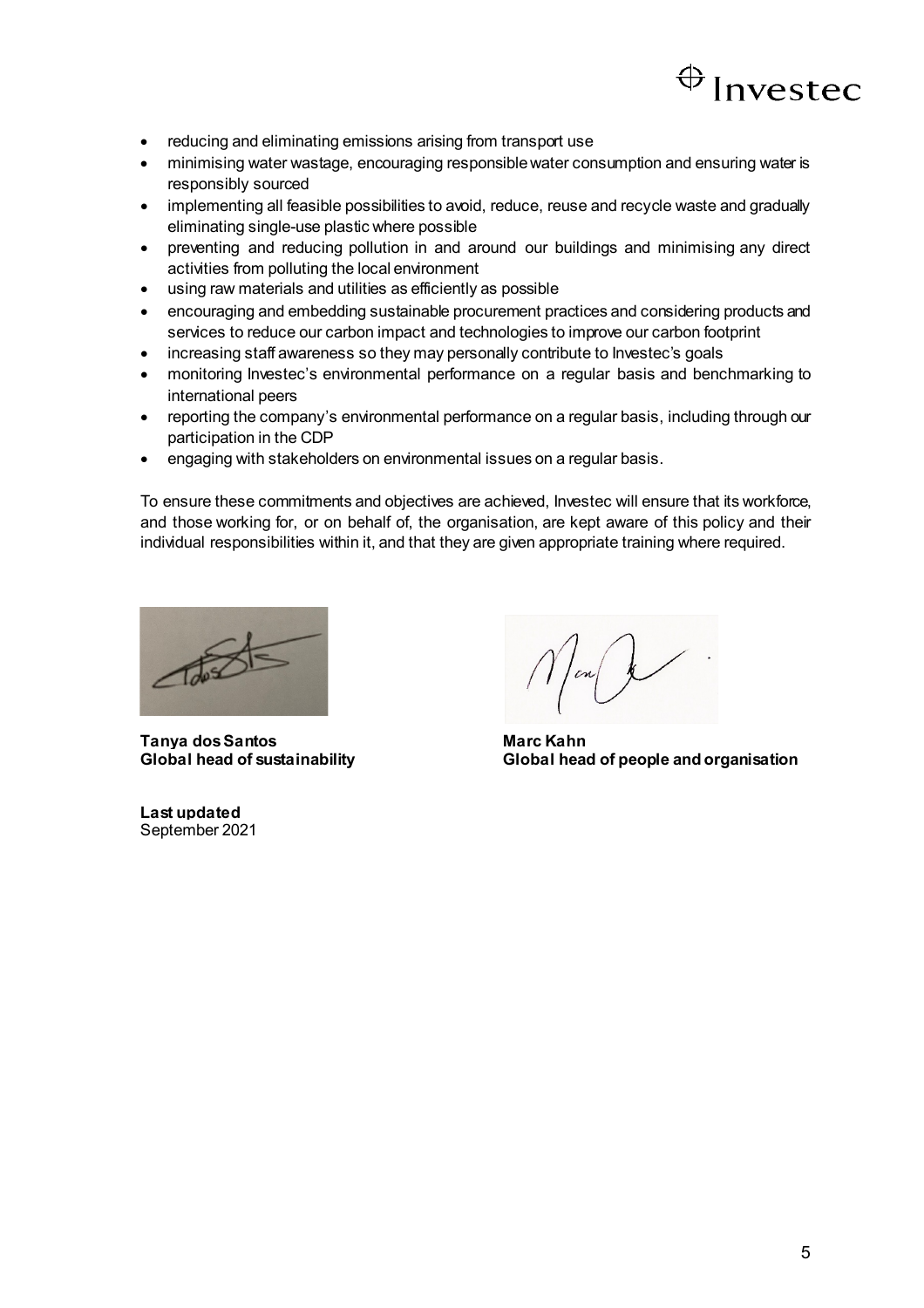- reducing and eliminating emissions arising from transport use
- minimising water wastage, encouraging responsible water consumption and ensuring water is responsibly sourced
- implementing all feasible possibilities to avoid, reduce, reuse and recycle waste and gradually eliminating single-use plastic where possible
- preventing and reducing pollution in and around our buildings and minimising any direct activities from polluting the local environment
- using raw materials and utilities as efficiently as possible
- encouraging and embedding sustainable procurement practices and considering products and services to reduce our carbon impact and technologies to improve our carbon footprint
- increasing staff awareness so they may personally contribute to Investec's goals
- monitoring Investec's environmental performance on a regular basis and benchmarking to international peers
- reporting the company's environmental performance on a regular basis, including through our participation in the CDP
- engaging with stakeholders on environmental issues on a regular basis.

To ensure these commitments and objectives are achieved, Investec will ensure that its workforce, and those working for, or on behalf of, the organisation, are kept aware of this policy and their individual responsibilities within it, and that they are given appropriate training where required.

**Tanya dos Santos**
**Global head of sustainability**

**Marc Kahn**
**Global head of people and organisation**

**Last updated**
September 2021